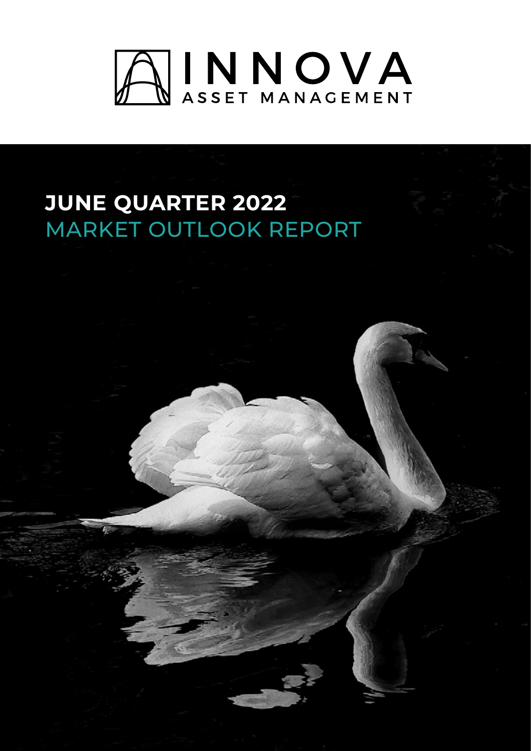INNOVA

ASSET MANAGEMENT

# JUNE QUARTER 2022

## MARKET OUTLOOK REPORT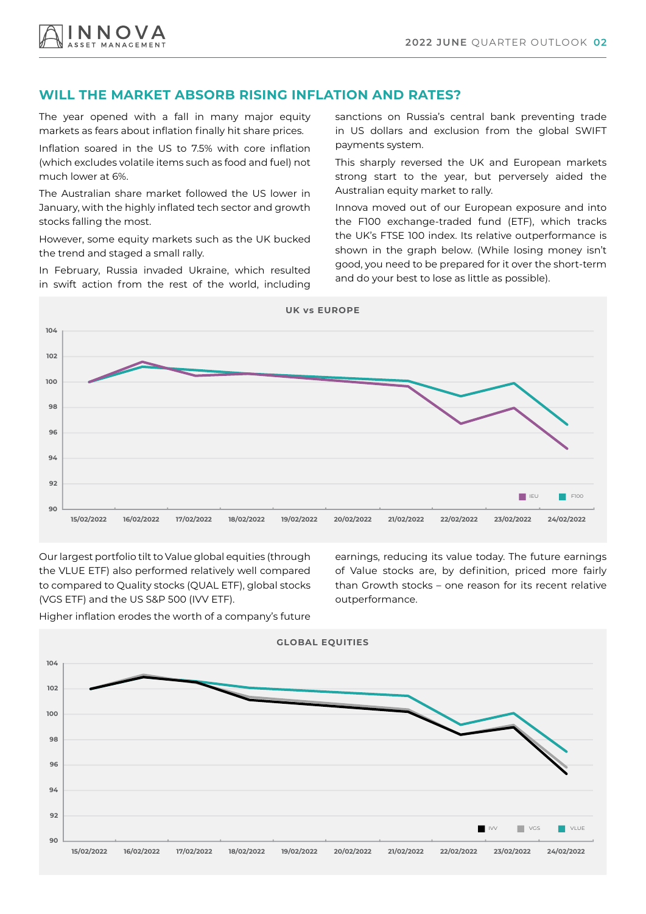## WILL THE MARKET ABSORB RISING INFLATION AND RATES?

The year opened with a fall in many major equity markets as fears about inflation finally hit share prices.

Inflation soared in the US to 7.5% with core inflation (which excludes volatile items such as food and fuel) not much lower at 6%.

The Australian share market followed the US lower in January, with the highly inflated tech sector and growth stocks falling the most.

However, some equity markets such as the UK bucked the trend and staged a small rally.

In February, Russia invaded Ukraine, which resulted in swift action from the rest of the world, including sanctions on Russia's central bank preventing trade in US dollars and exclusion from the global SWIFT payments system.

This sharply reversed the UK and European markets strong start to the year, but perversely aided the Australian equity market to rally.

Innova moved out of our European exposure and into the F100 exchange-traded fund (ETF), which tracks the UK's FTSE 100 index. Its relative outperformance is shown in the graph below. (While losing money isn't good, you need to be prepared for it over the short-term and do your best to lose as little as possible).

**UK vs EUROPE**

(Chart: IEU and F100, 15/02/2022 – 24/02/2022, y-axis 90–104)

Our largest portfolio tilt to Value global equities (through the VLUE ETF) also performed relatively well compared to compared to Quality stocks (QUAL ETF), global stocks (VGS ETF) and the US S&P 500 (IVV ETF).

Higher inflation erodes the worth of a company's future earnings, reducing its value today. The future earnings of Value stocks are, by definition, priced more fairly than Growth stocks – one reason for its recent relative outperformance.

**GLOBAL EQUITIES**

(Chart: IVV, VGS and VLUE, 15/02/2022 – 24/02/2022, y-axis 90–104)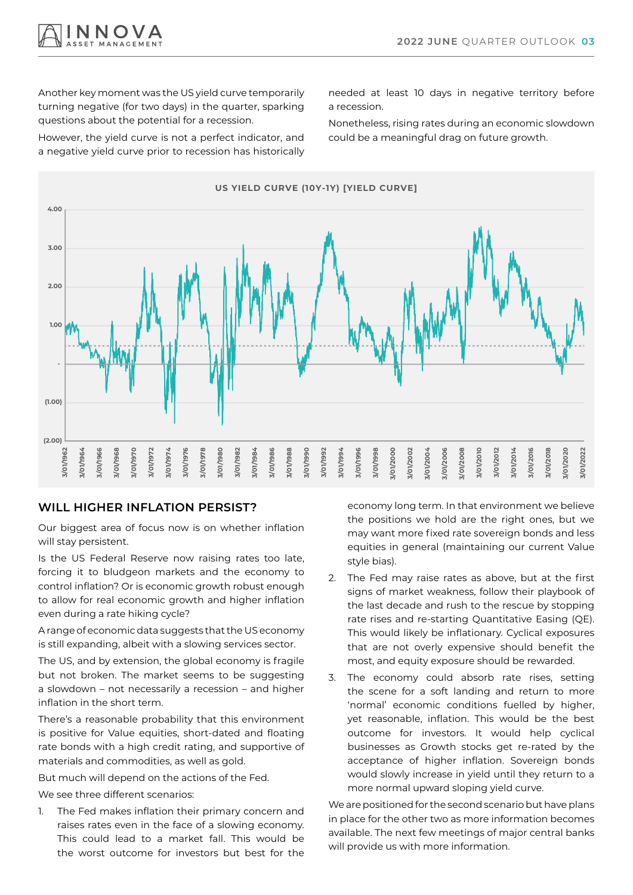Another key moment was the US yield curve temporarily turning negative (for two days) in the quarter, sparking questions about the potential for a recession.

However, the yield curve is not a perfect indicator, and a negative yield curve prior to recession has historically needed at least 10 days in negative territory before a recession.

Nonetheless, rising rates during an economic slowdown could be a meaningful drag on future growth.

**US YIELD CURVE (10Y-1Y) [YIELD CURVE]**

## WILL HIGHER INFLATION PERSIST?

Our biggest area of focus now is on whether inflation will stay persistent.

Is the US Federal Reserve now raising rates too late, forcing it to bludgeon markets and the economy to control inflation? Or is economic growth robust enough to allow for real economic growth and higher inflation even during a rate hiking cycle?

A range of economic data suggests that the US economy is still expanding, albeit with a slowing services sector.

The US, and by extension, the global economy is fragile but not broken. The market seems to be suggesting a slowdown – not necessarily a recession – and higher inflation in the short term.

There's a reasonable probability that this environment is positive for Value equities, short-dated and floating rate bonds with a high credit rating, and supportive of materials and commodities, as well as gold.

But much will depend on the actions of the Fed.

We see three different scenarios:

1. The Fed makes inflation their primary concern and raises rates even in the face of a slowing economy. This could lead to a market fall. This would be the worst outcome for investors but best for the economy long term. In that environment we believe the positions we hold are the right ones, but we may want more fixed rate sovereign bonds and less equities in general (maintaining our current Value style bias).
2. The Fed may raise rates as above, but at the first signs of market weakness, follow their playbook of the last decade and rush to the rescue by stopping rate rises and re-starting Quantitative Easing (QE). This would likely be inflationary. Cyclical exposures that are not overly expensive should benefit the most, and equity exposure should be rewarded.
3. The economy could absorb rate rises, setting the scene for a soft landing and return to more 'normal' economic conditions fuelled by higher, yet reasonable, inflation. This would be the best outcome for investors. It would help cyclical businesses as Growth stocks get re-rated by the acceptance of higher inflation. Sovereign bonds would slowly increase in yield until they return to a more normal upward sloping yield curve.

We are positioned for the second scenario but have plans in place for the other two as more information becomes available. The next few meetings of major central banks will provide us with more information.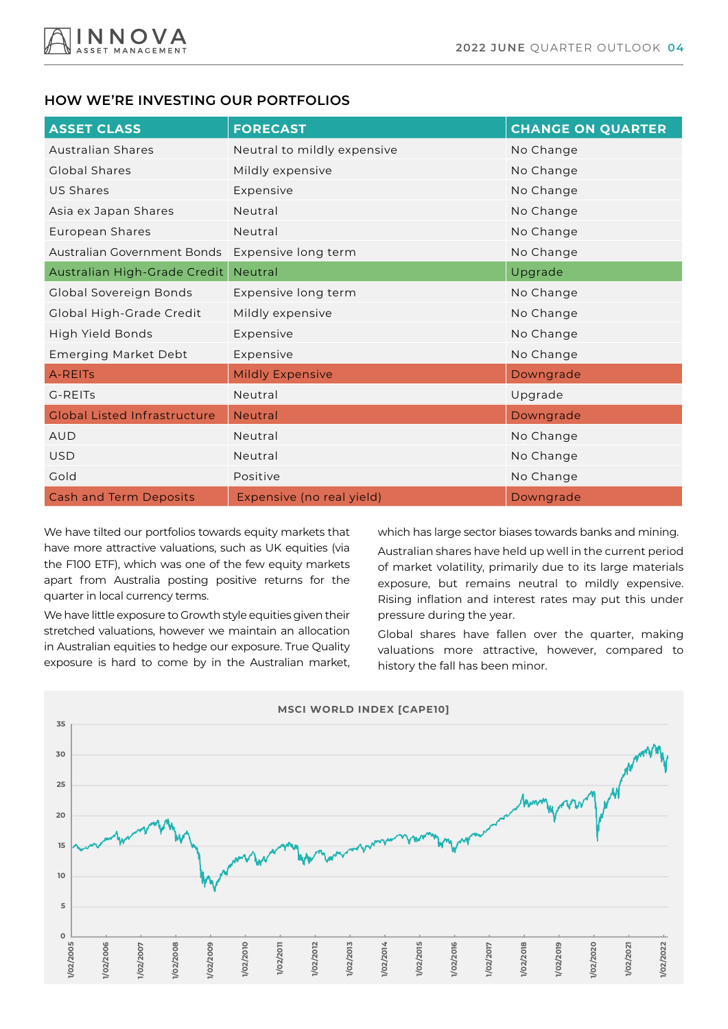## HOW WE'RE INVESTING OUR PORTFOLIOS

| ASSET CLASS | FORECAST | CHANGE ON QUARTER |
|---|---|---|
| Australian Shares | Neutral to mildly expensive | No Change |
| Global Shares | Mildly expensive | No Change |
| US Shares | Expensive | No Change |
| Asia ex Japan Shares | Neutral | No Change |
| European Shares | Neutral | No Change |
| Australian Government Bonds | Expensive long term | No Change |
| Australian High-Grade Credit | Neutral | Upgrade |
| Global Sovereign Bonds | Expensive long term | No Change |
| Global High-Grade Credit | Mildly expensive | No Change |
| High Yield Bonds | Expensive | No Change |
| Emerging Market Debt | Expensive | No Change |
| A-REITs | Mildly Expensive | Downgrade |
| G-REITs | Neutral | Upgrade |
| Global Listed Infrastructure | Neutral | Downgrade |
| AUD | Neutral | No Change |
| USD | Neutral | No Change |
| Gold | Positive | No Change |
| Cash and Term Deposits | Expensive (no real yield) | Downgrade |

We have tilted our portfolios towards equity markets that have more attractive valuations, such as UK equities (via the F100 ETF), which was one of the few equity markets apart from Australia posting positive returns for the quarter in local currency terms.

We have little exposure to Growth style equities given their stretched valuations, however we maintain an allocation in Australian equities to hedge our exposure. True Quality exposure is hard to come by in the Australian market, which has large sector biases towards banks and mining.

Australian shares have held up well in the current period of market volatility, primarily due to its large materials exposure, but remains neutral to mildly expensive. Rising inflation and interest rates may put this under pressure during the year.

Global shares have fallen over the quarter, making valuations more attractive, however, compared to history the fall has been minor.

**MSCI WORLD INDEX [CAPE10]**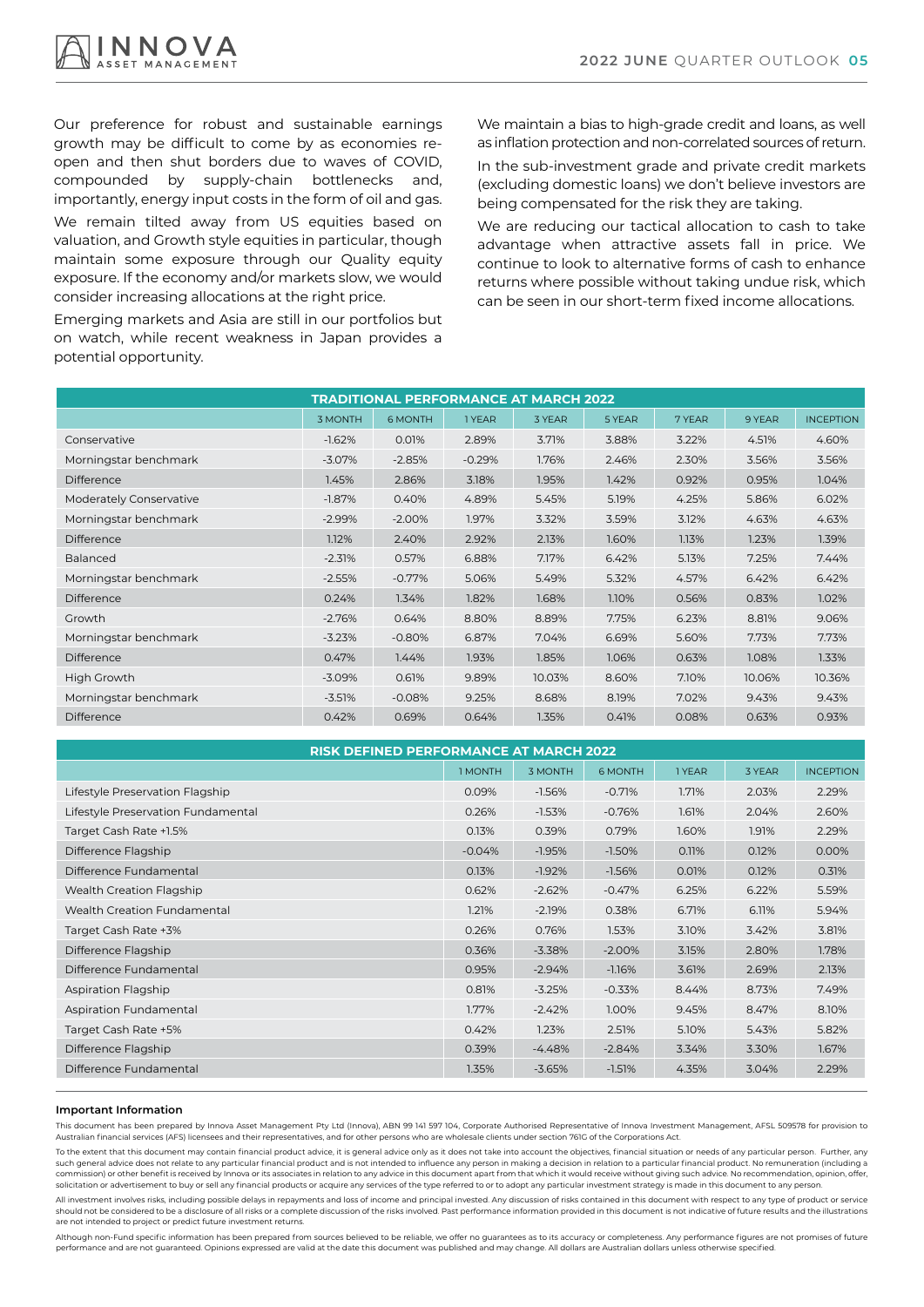Our preference for robust and sustainable earnings growth may be difficult to come by as economies re-open and then shut borders due to waves of COVID, compounded by supply-chain bottlenecks and, importantly, energy input costs in the form of oil and gas.

We remain tilted away from US equities based on valuation, and Growth style equities in particular, though maintain some exposure through our Quality equity exposure. If the economy and/or markets slow, we would consider increasing allocations at the right price.

Emerging markets and Asia are still in our portfolios but on watch, while recent weakness in Japan provides a potential opportunity.

We maintain a bias to high-grade credit and loans, as well as inflation protection and non-correlated sources of return.

In the sub-investment grade and private credit markets (excluding domestic loans) we don't believe investors are being compensated for the risk they are taking.

We are reducing our tactical allocation to cash to take advantage when attractive assets fall in price. We continue to look to alternative forms of cash to enhance returns where possible without taking undue risk, which can be seen in our short-term fixed income allocations.

**TRADITIONAL PERFORMANCE AT MARCH 2022**

| | 3 MONTH | 6 MONTH | 1 YEAR | 3 YEAR | 5 YEAR | 7 YEAR | 9 YEAR | INCEPTION |
|---|---|---|---|---|---|---|---|---|
| Conservative | -1.62% | 0.01% | 2.89% | 3.71% | 3.88% | 3.22% | 4.51% | 4.60% |
| Morningstar benchmark | -3.07% | -2.85% | -0.29% | 1.76% | 2.46% | 2.30% | 3.56% | 3.56% |
| Difference | 1.45% | 2.86% | 3.18% | 1.95% | 1.42% | 0.92% | 0.95% | 1.04% |
| Moderately Conservative | -1.87% | 0.40% | 4.89% | 5.45% | 5.19% | 4.25% | 5.86% | 6.02% |
| Morningstar benchmark | -2.99% | -2.00% | 1.97% | 3.32% | 3.59% | 3.12% | 4.63% | 4.63% |
| Difference | 1.12% | 2.40% | 2.92% | 2.13% | 1.60% | 1.13% | 1.23% | 1.39% |
| Balanced | -2.31% | 0.57% | 6.88% | 7.17% | 6.42% | 5.13% | 7.25% | 7.44% |
| Morningstar benchmark | -2.55% | -0.77% | 5.06% | 5.49% | 5.32% | 4.57% | 6.42% | 6.42% |
| Difference | 0.24% | 1.34% | 1.82% | 1.68% | 1.10% | 0.56% | 0.83% | 1.02% |
| Growth | -2.76% | 0.64% | 8.80% | 8.89% | 7.75% | 6.23% | 8.81% | 9.06% |
| Morningstar benchmark | -3.23% | -0.80% | 6.87% | 7.04% | 6.69% | 5.60% | 7.73% | 7.73% |
| Difference | 0.47% | 1.44% | 1.93% | 1.85% | 1.06% | 0.63% | 1.08% | 1.33% |
| High Growth | -3.09% | 0.61% | 9.89% | 10.03% | 8.60% | 7.10% | 10.06% | 10.36% |
| Morningstar benchmark | -3.51% | -0.08% | 9.25% | 8.68% | 8.19% | 7.02% | 9.43% | 9.43% |
| Difference | 0.42% | 0.69% | 0.64% | 1.35% | 0.41% | 0.08% | 0.63% | 0.93% |

**RISK DEFINED PERFORMANCE AT MARCH 2022**

| | 1 MONTH | 3 MONTH | 6 MONTH | 1 YEAR | 3 YEAR | INCEPTION |
|---|---|---|---|---|---|---|
| Lifestyle Preservation Flagship | 0.09% | -1.56% | -0.71% | 1.71% | 2.03% | 2.29% |
| Lifestyle Preservation Fundamental | 0.26% | -1.53% | -0.76% | 1.61% | 2.04% | 2.60% |
| Target Cash Rate +1.5% | 0.13% | 0.39% | 0.79% | 1.60% | 1.91% | 2.29% |
| Difference Flagship | -0.04% | -1.95% | -1.50% | 0.11% | 0.12% | 0.00% |
| Difference Fundamental | 0.13% | -1.92% | -1.56% | 0.01% | 0.12% | 0.31% |
| Wealth Creation Flagship | 0.62% | -2.62% | -0.47% | 6.25% | 6.22% | 5.59% |
| Wealth Creation Fundamental | 1.21% | -2.19% | 0.38% | 6.71% | 6.11% | 5.94% |
| Target Cash Rate +3% | 0.26% | 0.76% | 1.53% | 3.10% | 3.42% | 3.81% |
| Difference Flagship | 0.36% | -3.38% | -2.00% | 3.15% | 2.80% | 1.78% |
| Difference Fundamental | 0.95% | -2.94% | -1.16% | 3.61% | 2.69% | 2.13% |
| Aspiration Flagship | 0.81% | -3.25% | -0.33% | 8.44% | 8.73% | 7.49% |
| Aspiration Fundamental | 1.77% | -2.42% | 1.00% | 9.45% | 8.47% | 8.10% |
| Target Cash Rate +5% | 0.42% | 1.23% | 2.51% | 5.10% | 5.43% | 5.82% |
| Difference Flagship | 0.39% | -4.48% | -2.84% | 3.34% | 3.30% | 1.67% |
| Difference Fundamental | 1.35% | -3.65% | -1.51% | 4.35% | 3.04% | 2.29% |

**Important Information**

This document has been prepared by Innova Asset Management Pty Ltd (Innova), ABN 99 141 597 104, Corporate Authorised Representative of Innova Investment Management, AFSL 509578 for provision to Australian financial services (AFS) licensees and their representatives, and for other persons who are wholesale clients under section 761G of the Corporations Act.

To the extent that this document may contain financial product advice, it is general advice only as it does not take into account the objectives, financial situation or needs of any particular person. Further, any such general advice does not relate to any particular financial product and is not intended to influence any person in making a decision in relation to a particular financial product. No remuneration (including a commission) or other benefit is received by Innova or its associates in relation to any advice in this document apart from that which it would receive without giving such advice. No recommendation, opinion, offer, solicitation or advertisement to buy or sell any financial products or acquire any services of the type referred to or to adopt any particular investment strategy is made in this document to any person.

All investment involves risks, including possible delays in repayments and loss of income and principal invested. Any discussion of risks contained in this document with respect to any type of product or service should not be considered to be a disclosure of all risks or a complete discussion of the risks involved. Past performance information provided in this document is not indicative of future results and the illustrations are not intended to project or predict future investment returns.

Although non-Fund specific information has been prepared from sources believed to be reliable, we offer no guarantees as to its accuracy or completeness. Any performance figures are not promises of future performance and are not guaranteed. Opinions expressed are valid at the date this document was published and may change. All dollars are Australian dollars unless otherwise specified.